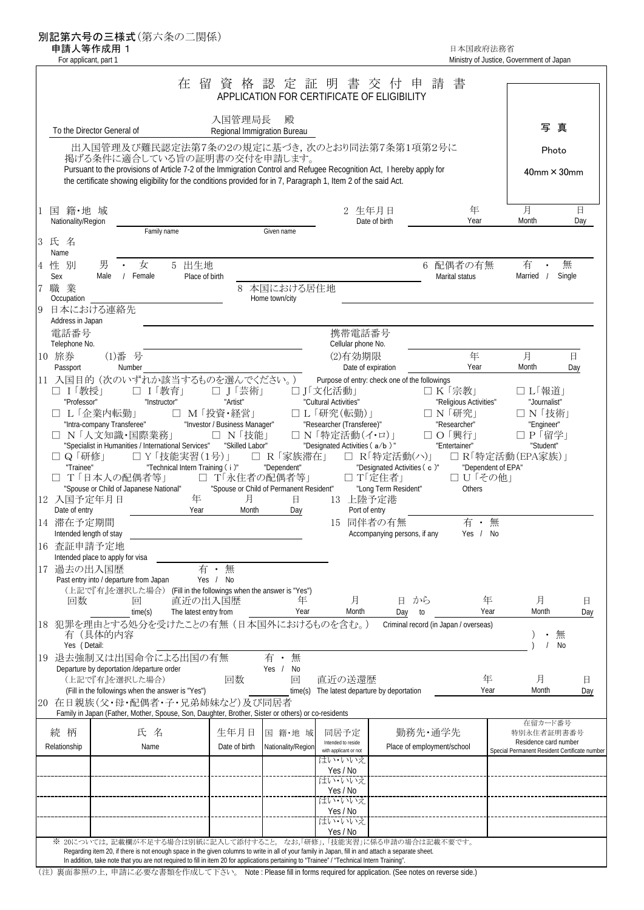**別記第六号の三様式**（第六条の二関係）
**申請人等作成用 1**
For applicant, part 1

日本国政府法務省
Ministry of Justice, Government of Japan

# 在 留 資 格 認 定 証 明 書 交 付 申 請 書
APPLICATION FOR CERTIFICATE OF ELIGIBILITY

写 真
Photo
40mm × 30mm

入国管理局長　殿
To the Director General of　　Regional Immigration Bureau

出入国管理及び難民認定法第7条の2の規定に基づき，次のとおり同法第7条第1項第2号に掲げる条件に適合している旨の証明書の交付を申請します。
Pursuant to the provisions of Article 7-2 of the Immigration Control and Refugee Recognition Act, I hereby apply for the certificate showing eligibility for the conditions provided for in 7, Paragraph 1, Item 2 of the said Act.

1 国籍・地域 Nationality/Region ＿＿＿＿　2 生年月日 Date of birth ＿＿ 年 Year ＿＿ 月 Month ＿＿ 日 Day

3 氏名 Name　Family name ＿＿＿＿　Given name ＿＿＿＿

4 性別 Sex　男 Male ・ 女 Female　5 出生地 Place of birth ＿＿＿＿　6 配偶者の有無 Marital status　有 Married ・ 無 Single

7 職業 Occupation ＿＿＿＿　8 本国における居住地 Home town/city ＿＿＿＿

9 日本における連絡先 Address in Japan ＿＿＿＿
電話番号 Telephone No. ＿＿＿＿　携帯電話番号 Cellular phone No. ＿＿＿＿

10 旅券 Passport　(1)番号 Number ＿＿＿＿　(2)有効期限 Date of expiration ＿＿ 年 Year ＿＿ 月 Month ＿＿ 日 Day

11 入国目的（次のいずれか該当するものを選んでください。） Purpose of entry: check one of the followings
- □ I「教授」 "Professor"
- □ I「教育」 "Instructor"
- □ J「芸術」 "Artist"
- □ J「文化活動」 "Cultural Activities"
- □ K「宗教」 "Religious Activities"
- □ L「報道」 "Journalist"
- □ L「企業内転勤」 "Intra-company Transferee"
- □ M「投資・経営」 "Investor / Business Manager"
- □ L「研究(転勤)」 "Researcher (Transferee)"
- □ N「研究」 "Researcher"
- □ N「技術」 "Engineer"
- □ N「人文知識・国際業務」 "Specialist in Humanities / International Services"
- □ N「技能」 "Skilled Labor"
- □ N「特定活動(イ・ロ)」 "Designated Activities ( a/b )"
- □ O「興行」 "Entertainer"
- □ P「留学」 "Student"
- □ Q「研修」 "Trainee"
- □ Y「技能実習(1号)」 "Technical Intern Training ( i )"
- □ R「家族滞在」 "Dependent"
- □ R「特定活動(ハ)」 "Designated Activities ( c )"
- □ R「特定活動(EPA家族)」 "Dependent of EPA"
- □ T「日本人の配偶者等」 "Spouse or Child of Japanese National"
- □ T「永住者の配偶者等」 "Spouse or Child of Permanent Resident"
- □ T「定住者」 "Long Term Resident"
- □ U「その他」 Others

12 入国予定年月日 Date of entry ＿＿ 年 Year ＿＿ 月 Month ＿＿ 日 Day　13 上陸予定港 Port of entry ＿＿＿＿

14 滞在予定期間 Intended length of stay ＿＿＿＿　15 同伴者の有無 Accompanying persons, if any　有 Yes ・ 無 No

16 査証申請予定地 Intended place to apply for visa ＿＿＿＿

17 過去の出入国歴 Past entry into / departure from Japan　有 Yes ・ 無 No
（上記で『有』を選択した場合） (Fill in the followings when the answer is "Yes")
回数 ＿＿ 回 time(s)　直近の出入国歴 The latest entry from ＿＿ 年 Year ＿＿ 月 Month ＿＿ 日 Day から to ＿＿ 年 Year ＿＿ 月 Month ＿＿ 日 Day

18 犯罪を理由とする処分を受けたことの有無（日本国外におけるものを含む。） Criminal record (in Japan / overseas)
有（具体的内容 Yes ( Detail: ＿＿＿＿ ) ・ 無 / No

19 退去強制又は出国命令による出国の有無 Departure by deportation /departure order　有 Yes ・ 無 No
（上記で『有』を選択した場合） (Fill in the followings when the answer is "Yes")　回数 ＿＿ 回 time(s)　直近の送還歴 The latest departure by deportation ＿＿ 年 Year ＿＿ 月 Month ＿＿ 日 Day

20 在日親族（父・母・配偶者・子・兄弟姉妹など）及び同居者
Family in Japan (Father, Mother, Spouse, Son, Daughter, Brother, Sister or others) or co-residents

| 続柄 Relationship | 氏名 Name | 生年月日 Date of birth | 国籍・地域 Nationality/Region | 同居予定 Intended to reside with applicant or not | 勤務先・通学先 Place of employment/school | 在留カード番号 特別永住者証明書番号 Residence card number Special Permanent Resident Certificate number |
|---|---|---|---|---|---|---|
| | | | | はい・いいえ Yes / No | | |
| | | | | はい・いいえ Yes / No | | |
| | | | | はい・いいえ Yes / No | | |
| | | | | はい・いいえ Yes / No | | |

※ 20については，記載欄が不足する場合は別紙に記入して添付すること。 なお，「研修」，「技能実習」に係る申請の場合は記載不要です。
Regarding item 20, if there is not enough space in the given columns to write in all of your family in Japan, fill in and attach a separate sheet.
In addition, take note that you are not required to fill in item 20 for applications pertaining to "Trainee" / "Technical Intern Training".

（注）裏面参照の上，申請に必要な書類を作成して下さい。 Note : Please fill in forms required for application. (See notes on reverse side.)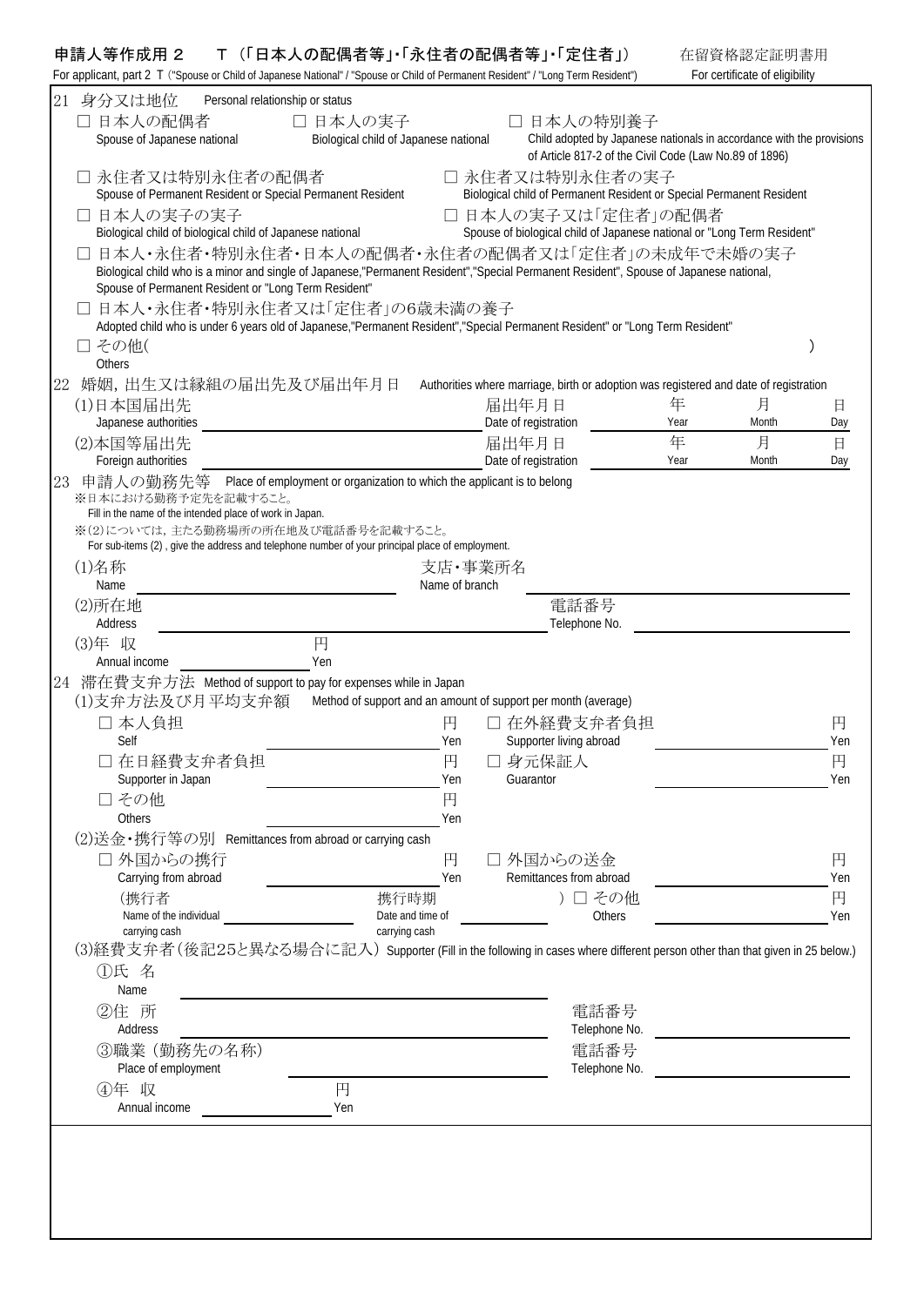申請人等作成用２　Ｔ（「日本人の配偶者等」･「永住者の配偶者等」･「定住者」）　　在留資格認定証明書用

For applicant, part 2 T ("Spouse or Child of Japanese National" / "Spouse or Child of Permanent Resident" / "Long Term Resident")　　For certificate of eligibility

21 身分又は地位　Personal relationship or status

- □ 日本人の配偶者 Spouse of Japanese national
- □ 日本人の実子 Biological child of Japanese national
- □ 日本人の特別養子 Child adopted by Japanese nationals in accordance with the provisions of Article 817-2 of the Civil Code (Law No.89 of 1896)
- □ 永住者又は特別永住者の配偶者 Spouse of Permanent Resident or Special Permanent Resident
- □ 永住者又は特別永住者の実子 Biological child of Permanent Resident or Special Permanent Resident
- □ 日本人の実子の実子 Biological child of biological child of Japanese national
- □ 日本人の実子又は「定住者」の配偶者 Spouse of biological child of Japanese national or "Long Term Resident"
- □ 日本人・永住者・特別永住者・日本人の配偶者・永住者の配偶者又は「定住者」の未成年で未婚の実子 Biological child who is a minor and single of Japanese,"Permanent Resident","Special Permanent Resident", Spouse of Japanese national, Spouse of Permanent Resident or "Long Term Resident"
- □ 日本人・永住者・特別永住者又は「定住者」の6歳未満の養子 Adopted child who is under 6 years old of Japanese,"Permanent Resident","Special Permanent Resident" or "Long Term Resident"
- □ その他(　　　　　　　　　　　　　　　　) Others

22 婚姻，出生又は縁組の届出先及び届出年月日　Authorities where marriage, birth or adoption was registered and date of registration

(1)日本国届出先 Japanese authorities ＿＿＿＿＿＿＿＿　届出年月日 Date of registration ＿＿ 年 Year ＿＿ 月 Month ＿＿ 日 Day

(2)本国等届出先 Foreign authorities ＿＿＿＿＿＿＿＿　届出年月日 Date of registration ＿＿ 年 Year ＿＿ 月 Month ＿＿ 日 Day

23 申請人の勤務先等　Place of employment or organization to which the applicant is to belong

※日本における勤務予定先を記載すること。
Fill in the name of the intended place of work in Japan.
※(2)については，主たる勤務場所の所在地及び電話番号を記載すること。
For sub-items (2) , give the address and telephone number of your principal place of employment.

(1)名称 Name ＿＿＿＿＿＿＿＿　支店・事業所名 Name of branch ＿＿＿＿＿＿＿＿

(2)所在地 Address ＿＿＿＿＿＿＿＿　電話番号 Telephone No. ＿＿＿＿＿＿＿＿

(3)年 収 Annual income ＿＿＿＿ 円 Yen

24 滞在費支弁方法　Method of support to pay for expenses while in Japan

(1)支弁方法及び月平均支弁額　Method of support and an amount of support per month (average)

- □ 本人負担 Self ＿＿＿＿ 円 Yen
- □ 在外経費支弁者負担 Supporter living abroad ＿＿＿＿ 円 Yen
- □ 在日経費支弁者負担 Supporter in Japan ＿＿＿＿ 円 Yen
- □ 身元保証人 Guarantor ＿＿＿＿ 円 Yen
- □ その他 Others ＿＿＿＿ 円 Yen

(2)送金・携行等の別　Remittances from abroad or carrying cash

- □ 外国からの携行 Carrying from abroad ＿＿＿＿ 円 Yen
- □ 外国からの送金 Remittances from abroad ＿＿＿＿ 円 Yen
- (携行者 Name of the individual carrying cash ＿＿＿＿　携行時期 Date and time of carrying cash ＿＿＿＿ )
- □ その他 Others ＿＿＿＿ 円 Yen

(3)経費支弁者（後記25と異なる場合に記入）Supporter (Fill in the following in cases where different person other than that given in 25 below.)

①氏 名 Name ＿＿＿＿＿＿＿＿

②住 所 Address ＿＿＿＿＿＿＿＿　電話番号 Telephone No. ＿＿＿＿＿＿＿＿

③職業（勤務先の名称）Place of employment ＿＿＿＿＿＿＿＿　電話番号 Telephone No. ＿＿＿＿＿＿＿＿

④年 収 Annual income ＿＿＿＿ 円 Yen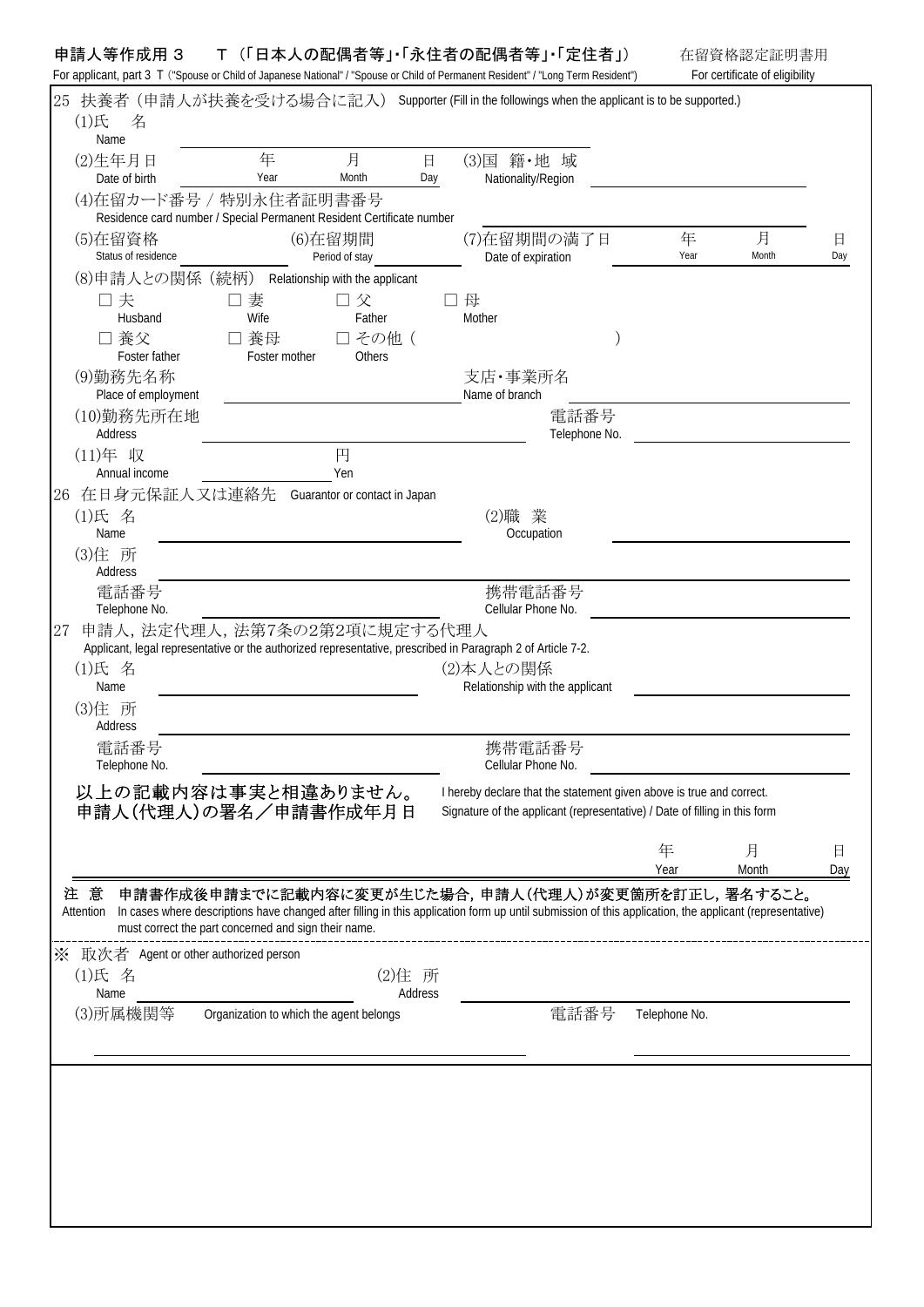**申請人等作成用３　Ｔ（「日本人の配偶者等」・「永住者の配偶者等」・「定住者」）**　在留資格認定証明書用

For applicant, part 3 T ("Spouse or Child of Japanese National" / "Spouse or Child of Permanent Resident" / "Long Term Resident")　For certificate of eligibility

25 扶養者（申請人が扶養を受ける場合に記入） Supporter (Fill in the followings when the applicant is to be supported.)

(1)氏　名
Name ______________________

(2)生年月日 Date of birth ____年 Year ____月 Month ____日 Day　(3)国 籍・地 域 Nationality/Region ______________________

(4)在留カード番号 / 特別永住者証明書番号
Residence card number / Special Permanent Resident Certificate number ______________________

(5)在留資格 Status of residence ________　(6)在留期間 Period of stay ________　(7)在留期間の満了日 Date of expiration ____年 Year ____月 Month ____日 Day

(8)申請人との関係（続柄） Relationship with the applicant

□ 夫 Husband　□ 妻 Wife　□ 父 Father　□ 母 Mother

□ 養父 Foster father　□ 養母 Foster mother　□ その他（　　　　　　） Others

(9)勤務先名称 Place of employment ______________________　支店・事業所名 Name of branch ______________________

(10)勤務先所在地 Address ______________________　電話番号 Telephone No. ______________________

(11)年　収 Annual income ____________ 円 Yen

26 在日身元保証人又は連絡先 Guarantor or contact in Japan

(1)氏　名 Name ______________________　(2)職　業 Occupation ______________________

(3)住　所 Address ______________________

電話番号 Telephone No. ______________________　携帯電話番号 Cellular Phone No. ______________________

27 申請人，法定代理人，法第7条の2第2項に規定する代理人
Applicant, legal representative or the authorized representative, prescribed in Paragraph 2 of Article 7-2.

(1)氏　名 Name ______________________　(2)本人との関係 Relationship with the applicant ______________________

(3)住　所 Address ______________________

電話番号 Telephone No. ______________________　携帯電話番号 Cellular Phone No. ______________________

**以上の記載内容は事実と相違ありません。**
**申請人(代理人)の署名／申請書作成年月日**

I hereby declare that the statement given above is true and correct.
Signature of the applicant (representative) / Date of filling in this form

______________________　____年 Year ____月 Month ____日 Day

**注 意　申請書作成後申請までに記載内容に変更が生じた場合，申請人(代理人)が変更箇所を訂正し，署名すること。**

Attention　In cases where descriptions have changed after filling in this application form up until submission of this application, the applicant (representative) must correct the part concerned and sign their name.

※ 取次者 Agent or other authorized person

(1)氏　名 Name ______________________　(2)住　所 Address ______________________

(3)所属機関等 Organization to which the agent belongs ______________________　電話番号 Telephone No. ______________________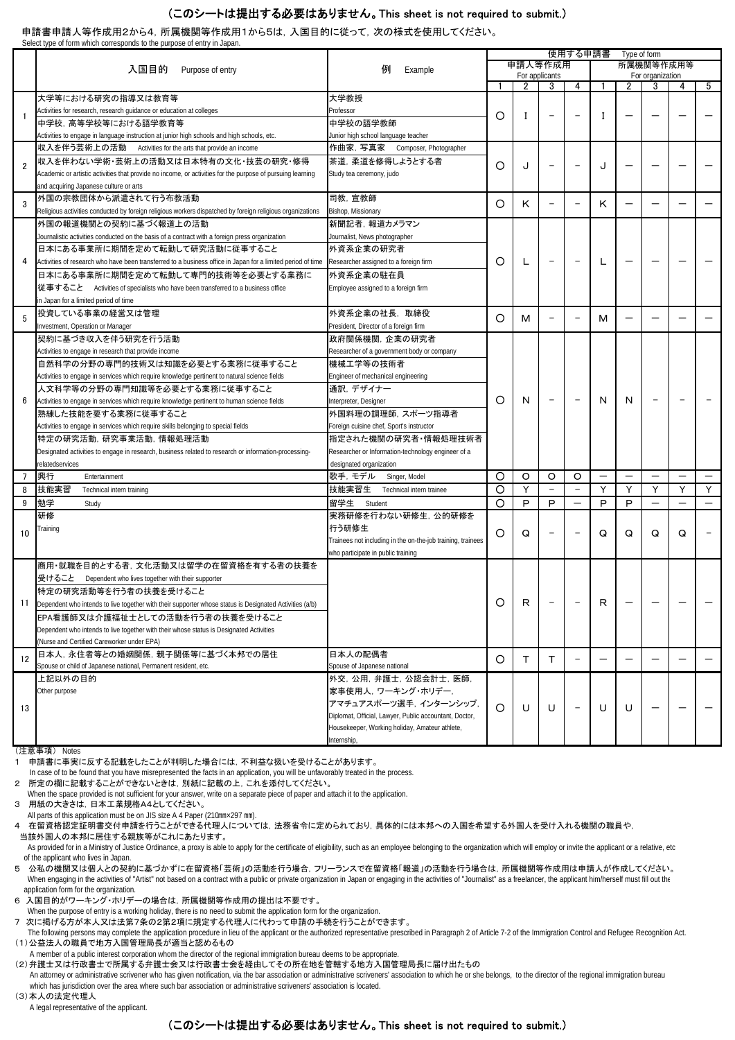**(このシートは提出する必要はありません。This sheet is not required to submit.)**

申請書申請人等作成用2から4，所属機関等作成用1から5は，入国目的に従って，次の様式を使用してください。
Select type of form which corresponds to the purpose of entry in Japan.

| | 入国目的 Purpose of entry | 例 Example | 使用する申請書 Type of form 申請人等作成用 For applicants 1 | 2 | 3 | 4 | 所属機関等作成用等 For organization 1 | 2 | 3 | 4 | 5 |
|---|---|---|---|---|---|---|---|---|---|---|---|
| 1 | 大学等における研究の指導又は教育等<br>Activities for research, research guidance or education at colleges<br>中学校，高等学校等における語学教育等<br>Activities to engage in language instruction at junior high schools and high schools, etc. | 大学教授<br>Professor<br>中学校の語学教師<br>Junior high school language teacher | ○ | I | － | － | I | － | － | － | － |
| 2 | 収入を伴う芸術上の活動 Activities for the arts that provide an income<br>収入を伴わない学術・芸術上の活動又は日本特有の文化・技芸の研究・修得<br>Academic or artistic activities that provide no income, or activities for the purpose of pursuing learning and acquiring Japanese culture or arts | 作曲家，写真家 Composer, Photographer<br>茶道，柔道を修得しようとする者<br>Study tea ceremony, judo | ○ | J | － | － | J | － | － | － | － |
| 3 | 外国の宗教団体から派遣されて行う布教活動<br>Religious activities conducted by foreign religious workers dispatched by foreign religious organizations | 司教，宣教師<br>Bishop, Missionary | ○ | K | － | － | K | － | － | － | － |
| 4 | 外国の報道機関との契約に基づく報道上の活動<br>Journalistic activities conducted on the basis of a contract with a foreign press organization<br>日本にある事業所に期間を定めて転勤して研究活動に従事すること<br>Activities of research who have been transferred to a business office in Japan for a limited period of time<br>日本にある事業所に期間を定めて転勤して専門的技術等を必要とする業務に従事すること Activities of specialists who have been transferred to a business office in Japan for a limited period of time | 新聞記者，報道カメラマン<br>Journalist, News photographer<br>外資系企業の研究者<br>Researcher assigned to a foreign firm<br>外資系企業の駐在員<br>Employee assigned to a foreign firm | ○ | L | － | － | L | － | － | － | － |
| 5 | 投資している事業の経営又は管理<br>Investment, Operation or Manager | 外資系企業の社長，取締役<br>President, Director of a foreign firm | ○ | M | － | － | M | － | － | － | － |
| 6 | 契約に基づき収入を伴う研究を行う活動<br>Activities to engage in research that provide income<br>自然科学の分野の専門的技術又は知識を必要とする業務に従事すること<br>Activities to engage in services which require knowledge pertinent to natural science fields<br>人文科学等の分野の専門知識等を必要とする業務に従事すること<br>Activities to engage in services which require knowledge pertinent to human science fields<br>熟練した技能を要する業務に従事すること<br>Activities to engage in services which require skills belonging to special fields<br>特定の研究活動，研究事業活動，情報処理活動<br>Designated activities to engage in research, business related to research or information-processing-relatedservices | 政府関係機関，企業の研究者<br>Researcher of a government body or company<br>機械工学等の技術者<br>Engineer of mechanical engineering<br>通訳，デザイナー<br>Interpreter, Designer<br>外国料理の調理師，スポーツ指導者<br>Foreign cuisine chef, Sport's instructor<br>指定された機関の研究者・情報処理技術者<br>Researcher or Information-technology engineer of a designated organization | ○ | N | － | － | N | N | － | － | － |
| 7 | 興行 Entertainment | 歌手，モデル Singer, Model | ○ | O | O | O | － | － | － | － | － |
| 8 | 技能実習 Technical intern training | 技能実習生 Technical intern trainee | ○ | Y | － | － | Y | Y | Y | Y | Y |
| 9 | 勉学 Study | 留学生 Student | ○ | P | P | － | P | P | － | － | － |
| 10 | 研修<br>Training | 実務研修を行わない研修生，公的研修を行う研修生<br>Trainees not including in the on-the-job training, trainees who participate in public training | ○ | Q | － | － | Q | Q | Q | Q | － |
| 11 | 商用・就職を目的とする者，文化活動又は留学の在留資格を有する者の扶養を受けること Dependent who lives together with their supporter<br>特定の研究活動等を行う者の扶養を受けること<br>Dependent who intends to live together with their supporter whose status is Designated Activities (a/b)<br>EPA看護師又は介護福祉士としての活動を行う者の扶養を受けること<br>Dependent who intends to live together with their whose status is Designated Activities (Nurse and Certified Careworker under EPA) | | ○ | R | － | － | R | － | － | － | － |
| 12 | 日本人，永住者等との婚姻関係，親子関係等に基づく本邦での居住<br>Spouse or child of Japanese national, Permanent resident, etc. | 日本人の配偶者<br>Spouse of Japanese national | ○ | T | T | － | － | － | － | － | － |
| 13 | 上記以外の目的<br>Other purpose | 外交，公用，弁護士，公認会計士，医師，家事使用人，ワーキング・ホリデー，アマチュアスポーツ選手，インターンシップ，<br>Diplomat, Official, Lawyer, Public accountant, Doctor, Housekeeper, Working holiday, Amateur athlete, Internship, | ○ | U | U | － | U | U | － | － | － |

（注意事項） Notes

1　申請書に事実に反する記載をしたことが判明した場合には，不利益な扱いを受けることがあります。
In case of to be found that you have misrepresented the facts in an application, you will be unfavorably treated in the process.

2　所定の欄に記載することができないときは，別紙に記載の上，これを添付してください。
When the space provided is not sufficient for your answer, write on a separate piece of paper and attach it to the application.

3　用紙の大きさは，日本工業規格A4としてください。
All parts of this application must be on JIS size A 4 Paper (210mm×297 mm).

4　在留資格認定証明書交付申請を行うことができる代理人については，法務省令に定められており，具体的には本邦への入国を希望する外国人を受け入れる機関の職員や，当該外国人の本邦に居住する親族等がこれにあたります。
As provided for in a Ministry of Justice Ordinance, a proxy is able to apply for the certificate of eligibility, such as an employee belonging to the organization which will employ or invite the applicant or a relative, etc of the applicant who lives in Japan.

5　公私の機関又は個人との契約に基づかずに在留資格「芸術」の活動を行う場合，フリーランスで在留資格「報道」の活動を行う場合は，所属機関等作成用は申請人が作成してください。
When engaging in the activities of "Artist" not based on a contract with a public or private organization in Japan or engaging in the activities of "Journalist" as a freelancer, the applicant him/herself must fill out the application form for the organization.

6　入国目的がワーキング・ホリデーの場合は，所属機関等作成用の提出は不要です。
When the purpose of entry is a working holiday, there is no need to submit the application form for the organization.

7　次に掲げる方が本人又は法第7条の2第2項に規定する代理人に代わって申請の手続を行うことができます。
The following persons may complete the application procedure in lieu of the applicant or the authorized representative prescribed in Paragraph 2 of Article 7-2 of the Immigration Control and Refugee Recognition Act.

(1) 公益法人の職員で地方入国管理局長が適当と認めるもの
A member of a public interest corporation whom the director of the regional immigration bureau deems to be appropriate.

(2) 弁護士又は行政書士で所属する弁護士会又は行政書士会を経由してその所在地を管轄する地方入国管理局長に届け出たもの
An attorney or administrative scrivener who has given notification, via the bar association or administrative scriveners' association to which he or she belongs, to the director of the regional immigration bureau which has jurisdiction over the area where such bar association or administrative scriveners' association is located.

(3) 本人の法定代理人
A legal representative of the applicant.

**(このシートは提出する必要はありません。This sheet is not required to submit.)**